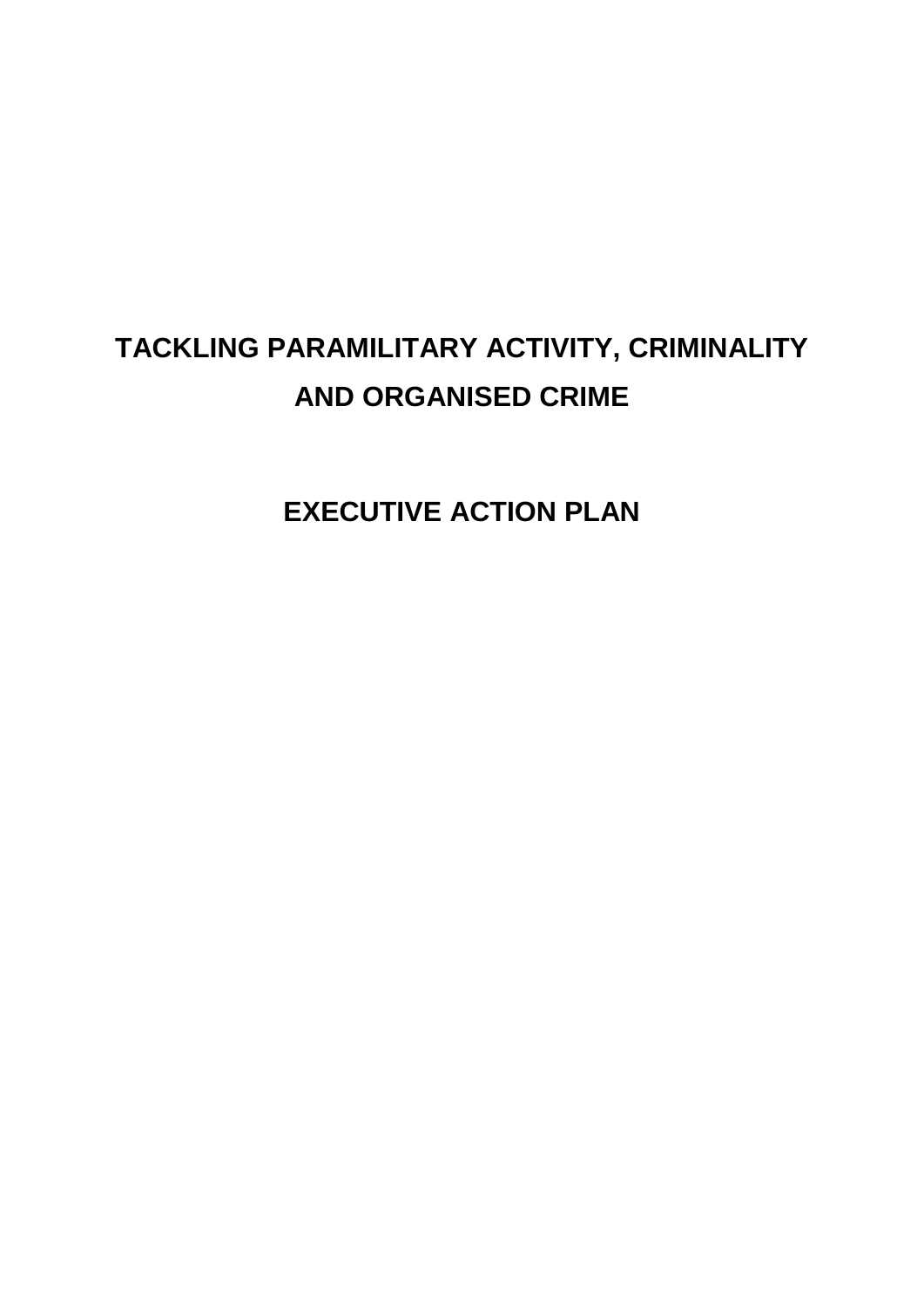# TACKLING PARAMILITARY ACTIVITY, CRIMINALITY AND ORGANISED CRIME

## EXECUTIVE ACTION PLAN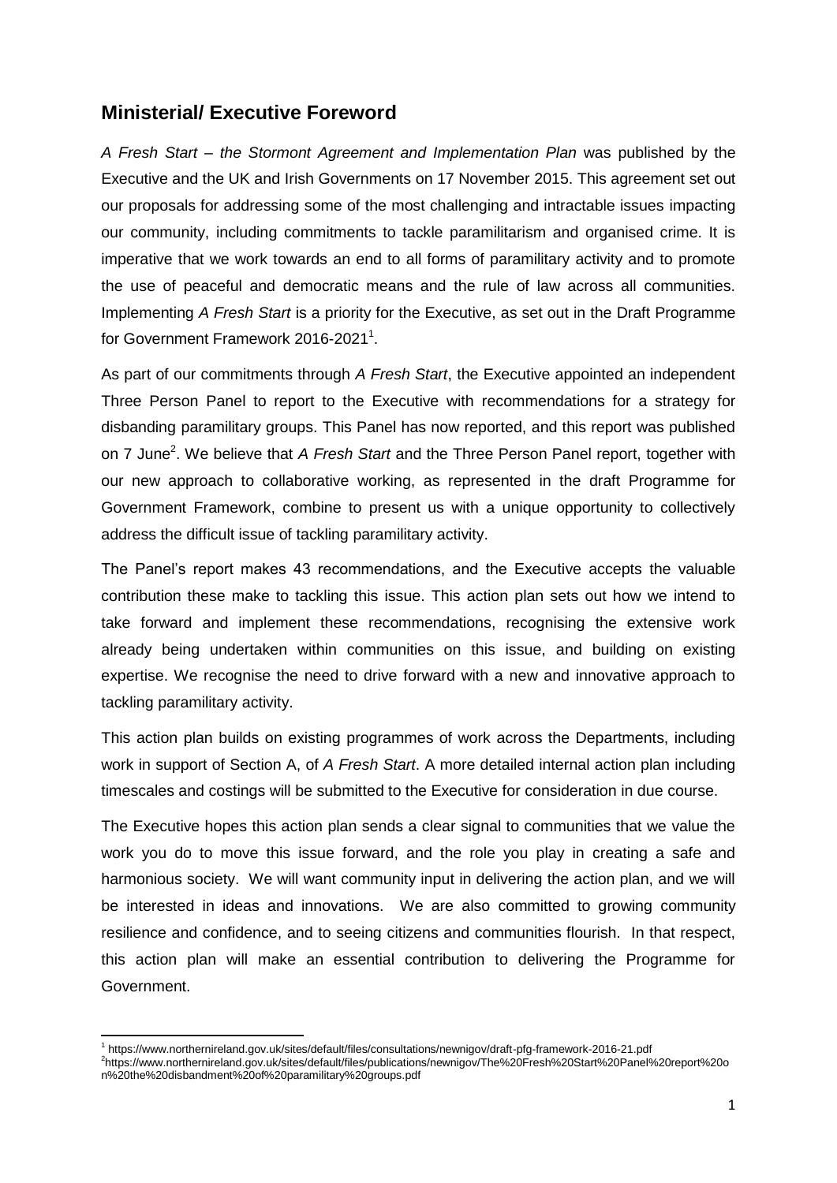## Ministerial/ Executive Foreword

*A Fresh Start – the Stormont Agreement and Implementation Plan* was published by the Executive and the UK and Irish Governments on 17 November 2015. This agreement set out our proposals for addressing some of the most challenging and intractable issues impacting our community, including commitments to tackle paramilitarism and organised crime. It is imperative that we work towards an end to all forms of paramilitary activity and to promote the use of peaceful and democratic means and the rule of law across all communities. Implementing *A Fresh Start* is a priority for the Executive, as set out in the Draft Programme for Government Framework 2016-2021[1].

As part of our commitments through *A Fresh Start*, the Executive appointed an independent Three Person Panel to report to the Executive with recommendations for a strategy for disbanding paramilitary groups. This Panel has now reported, and this report was published on 7 June[2]. We believe that *A Fresh Start* and the Three Person Panel report, together with our new approach to collaborative working, as represented in the draft Programme for Government Framework, combine to present us with a unique opportunity to collectively address the difficult issue of tackling paramilitary activity.

The Panel's report makes 43 recommendations, and the Executive accepts the valuable contribution these make to tackling this issue. This action plan sets out how we intend to take forward and implement these recommendations, recognising the extensive work already being undertaken within communities on this issue, and building on existing expertise. We recognise the need to drive forward with a new and innovative approach to tackling paramilitary activity.

This action plan builds on existing programmes of work across the Departments, including work in support of Section A, of *A Fresh Start*. A more detailed internal action plan including timescales and costings will be submitted to the Executive for consideration in due course.

The Executive hopes this action plan sends a clear signal to communities that we value the work you do to move this issue forward, and the role you play in creating a safe and harmonious society. We will want community input in delivering the action plan, and we will be interested in ideas and innovations. We are also committed to growing community resilience and confidence, and to seeing citizens and communities flourish. In that respect, this action plan will make an essential contribution to delivering the Programme for Government.

---

[1] https://www.northernireland.gov.uk/sites/default/files/consultations/newnigov/draft-pfg-framework-2016-21.pdf

[2] https://www.northernireland.gov.uk/sites/default/files/publications/newnigov/The%20Fresh%20Start%20Panel%20report%20on%20the%20disbandment%20of%20paramilitary%20groups.pdf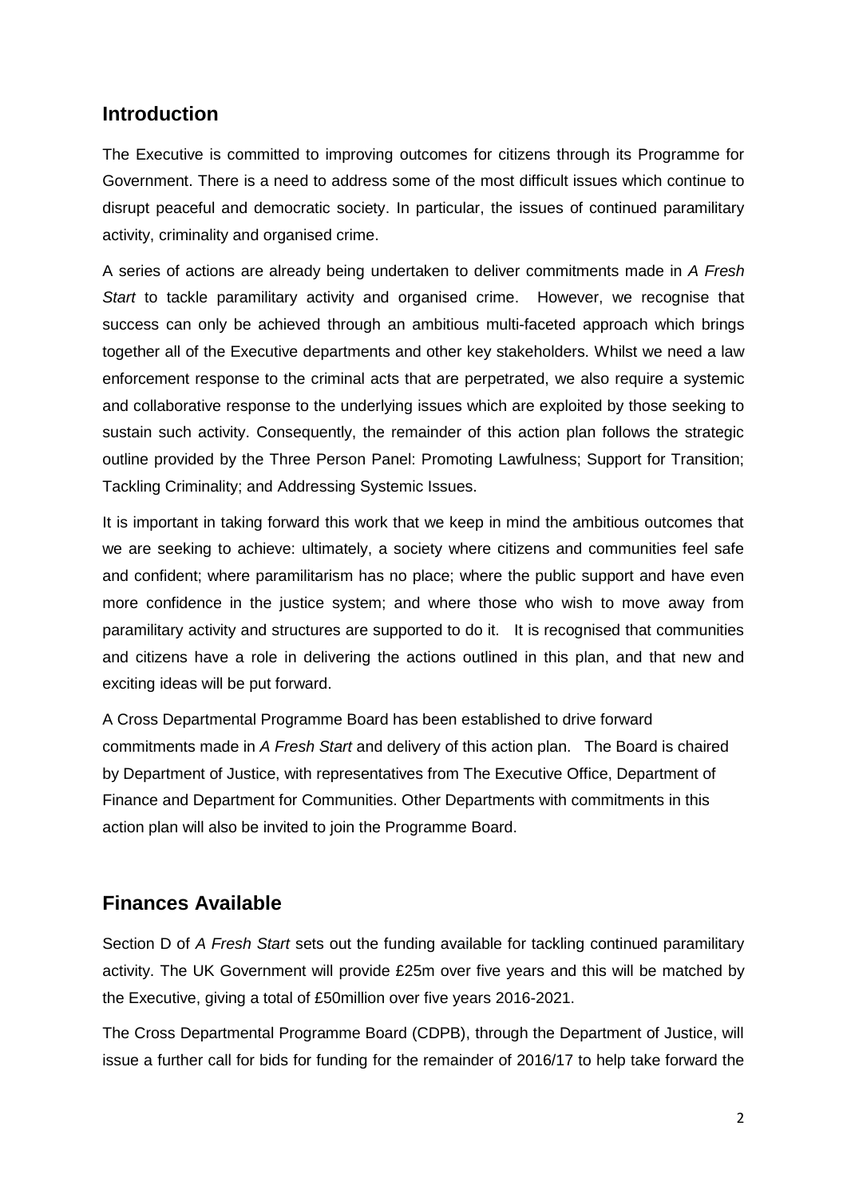## Introduction

The Executive is committed to improving outcomes for citizens through its Programme for Government. There is a need to address some of the most difficult issues which continue to disrupt peaceful and democratic society. In particular, the issues of continued paramilitary activity, criminality and organised crime.

A series of actions are already being undertaken to deliver commitments made in *A Fresh Start* to tackle paramilitary activity and organised crime. However, we recognise that success can only be achieved through an ambitious multi-faceted approach which brings together all of the Executive departments and other key stakeholders. Whilst we need a law enforcement response to the criminal acts that are perpetrated, we also require a systemic and collaborative response to the underlying issues which are exploited by those seeking to sustain such activity. Consequently, the remainder of this action plan follows the strategic outline provided by the Three Person Panel: Promoting Lawfulness; Support for Transition; Tackling Criminality; and Addressing Systemic Issues.

It is important in taking forward this work that we keep in mind the ambitious outcomes that we are seeking to achieve: ultimately, a society where citizens and communities feel safe and confident; where paramilitarism has no place; where the public support and have even more confidence in the justice system; and where those who wish to move away from paramilitary activity and structures are supported to do it. It is recognised that communities and citizens have a role in delivering the actions outlined in this plan, and that new and exciting ideas will be put forward.

A Cross Departmental Programme Board has been established to drive forward commitments made in *A Fresh Start* and delivery of this action plan. The Board is chaired by Department of Justice, with representatives from The Executive Office, Department of Finance and Department for Communities. Other Departments with commitments in this action plan will also be invited to join the Programme Board.

## Finances Available

Section D of *A Fresh Start* sets out the funding available for tackling continued paramilitary activity. The UK Government will provide £25m over five years and this will be matched by the Executive, giving a total of £50million over five years 2016-2021.

The Cross Departmental Programme Board (CDPB), through the Department of Justice, will issue a further call for bids for funding for the remainder of 2016/17 to help take forward the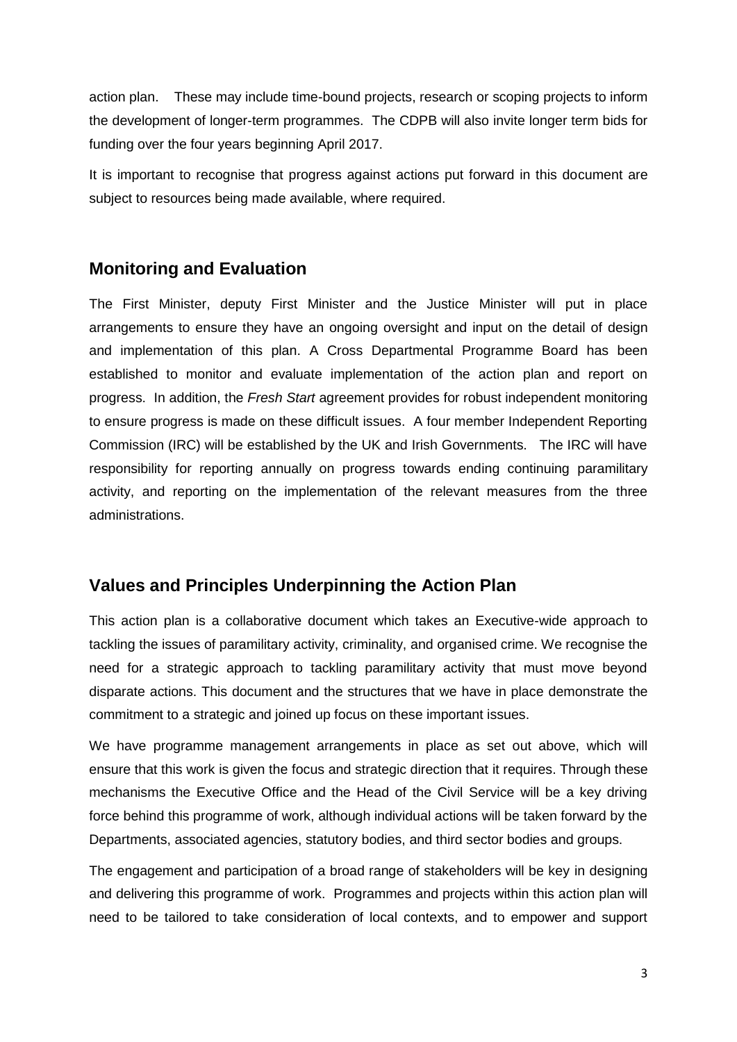action plan. These may include time-bound projects, research or scoping projects to inform the development of longer-term programmes. The CDPB will also invite longer term bids for funding over the four years beginning April 2017.

It is important to recognise that progress against actions put forward in this document are subject to resources being made available, where required.

## Monitoring and Evaluation

The First Minister, deputy First Minister and the Justice Minister will put in place arrangements to ensure they have an ongoing oversight and input on the detail of design and implementation of this plan. A Cross Departmental Programme Board has been established to monitor and evaluate implementation of the action plan and report on progress. In addition, the *Fresh Start* agreement provides for robust independent monitoring to ensure progress is made on these difficult issues. A four member Independent Reporting Commission (IRC) will be established by the UK and Irish Governments. The IRC will have responsibility for reporting annually on progress towards ending continuing paramilitary activity, and reporting on the implementation of the relevant measures from the three administrations.

## Values and Principles Underpinning the Action Plan

This action plan is a collaborative document which takes an Executive-wide approach to tackling the issues of paramilitary activity, criminality, and organised crime. We recognise the need for a strategic approach to tackling paramilitary activity that must move beyond disparate actions. This document and the structures that we have in place demonstrate the commitment to a strategic and joined up focus on these important issues.

We have programme management arrangements in place as set out above, which will ensure that this work is given the focus and strategic direction that it requires. Through these mechanisms the Executive Office and the Head of the Civil Service will be a key driving force behind this programme of work, although individual actions will be taken forward by the Departments, associated agencies, statutory bodies, and third sector bodies and groups.

The engagement and participation of a broad range of stakeholders will be key in designing and delivering this programme of work. Programmes and projects within this action plan will need to be tailored to take consideration of local contexts, and to empower and support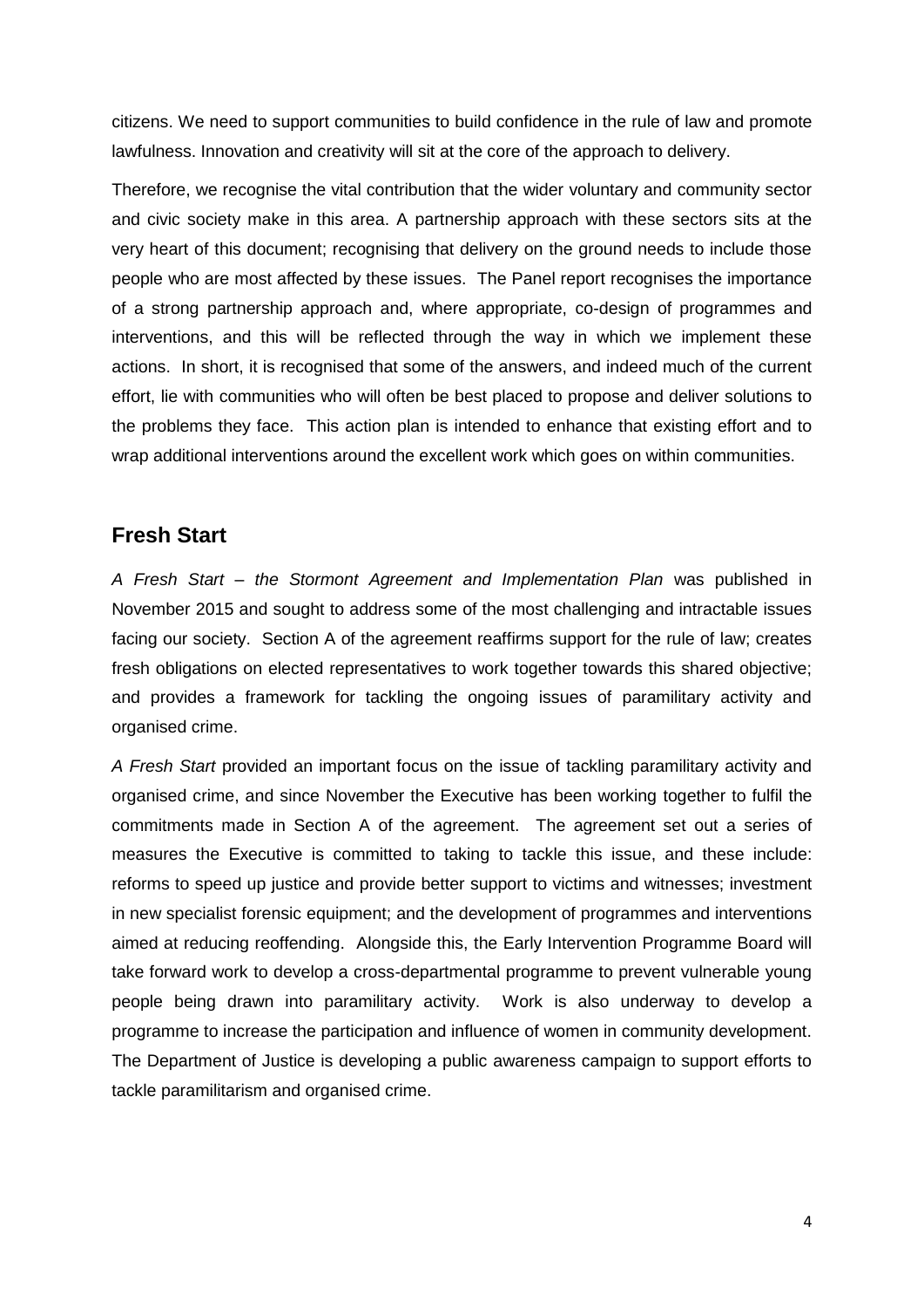citizens. We need to support communities to build confidence in the rule of law and promote lawfulness. Innovation and creativity will sit at the core of the approach to delivery.

Therefore, we recognise the vital contribution that the wider voluntary and community sector and civic society make in this area. A partnership approach with these sectors sits at the very heart of this document; recognising that delivery on the ground needs to include those people who are most affected by these issues. The Panel report recognises the importance of a strong partnership approach and, where appropriate, co-design of programmes and interventions, and this will be reflected through the way in which we implement these actions. In short, it is recognised that some of the answers, and indeed much of the current effort, lie with communities who will often be best placed to propose and deliver solutions to the problems they face. This action plan is intended to enhance that existing effort and to wrap additional interventions around the excellent work which goes on within communities.

## Fresh Start

*A Fresh Start – the Stormont Agreement and Implementation Plan* was published in November 2015 and sought to address some of the most challenging and intractable issues facing our society. Section A of the agreement reaffirms support for the rule of law; creates fresh obligations on elected representatives to work together towards this shared objective; and provides a framework for tackling the ongoing issues of paramilitary activity and organised crime.

*A Fresh Start* provided an important focus on the issue of tackling paramilitary activity and organised crime, and since November the Executive has been working together to fulfil the commitments made in Section A of the agreement. The agreement set out a series of measures the Executive is committed to taking to tackle this issue, and these include: reforms to speed up justice and provide better support to victims and witnesses; investment in new specialist forensic equipment; and the development of programmes and interventions aimed at reducing reoffending. Alongside this, the Early Intervention Programme Board will take forward work to develop a cross-departmental programme to prevent vulnerable young people being drawn into paramilitary activity. Work is also underway to develop a programme to increase the participation and influence of women in community development. The Department of Justice is developing a public awareness campaign to support efforts to tackle paramilitarism and organised crime.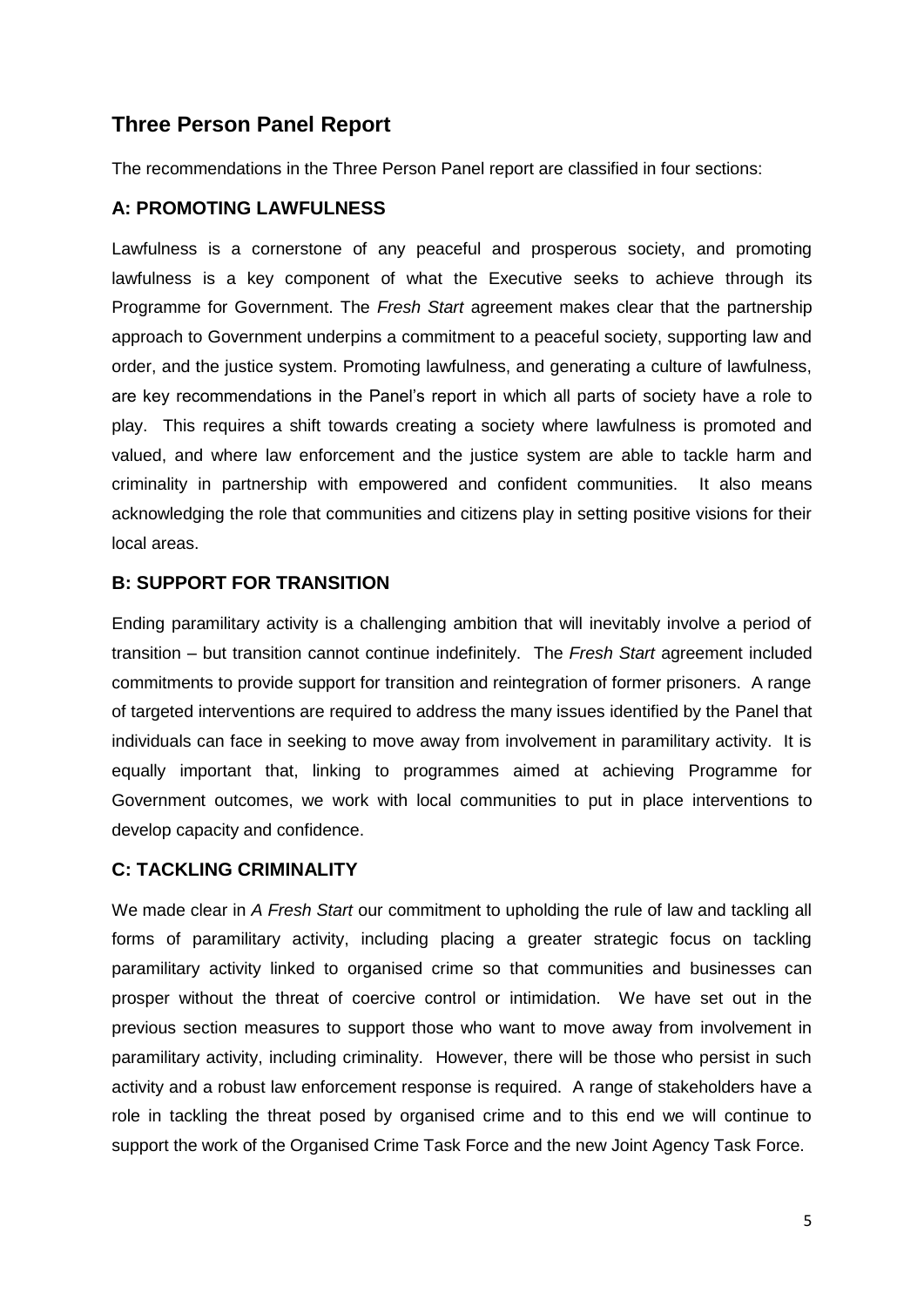## Three Person Panel Report

The recommendations in the Three Person Panel report are classified in four sections:

### A: PROMOTING LAWFULNESS

Lawfulness is a cornerstone of any peaceful and prosperous society, and promoting lawfulness is a key component of what the Executive seeks to achieve through its Programme for Government. The *Fresh Start* agreement makes clear that the partnership approach to Government underpins a commitment to a peaceful society, supporting law and order, and the justice system. Promoting lawfulness, and generating a culture of lawfulness, are key recommendations in the Panel's report in which all parts of society have a role to play. This requires a shift towards creating a society where lawfulness is promoted and valued, and where law enforcement and the justice system are able to tackle harm and criminality in partnership with empowered and confident communities. It also means acknowledging the role that communities and citizens play in setting positive visions for their local areas.

### B: SUPPORT FOR TRANSITION

Ending paramilitary activity is a challenging ambition that will inevitably involve a period of transition – but transition cannot continue indefinitely. The *Fresh Start* agreement included commitments to provide support for transition and reintegration of former prisoners. A range of targeted interventions are required to address the many issues identified by the Panel that individuals can face in seeking to move away from involvement in paramilitary activity. It is equally important that, linking to programmes aimed at achieving Programme for Government outcomes, we work with local communities to put in place interventions to develop capacity and confidence.

### C: TACKLING CRIMINALITY

We made clear in *A Fresh Start* our commitment to upholding the rule of law and tackling all forms of paramilitary activity, including placing a greater strategic focus on tackling paramilitary activity linked to organised crime so that communities and businesses can prosper without the threat of coercive control or intimidation. We have set out in the previous section measures to support those who want to move away from involvement in paramilitary activity, including criminality. However, there will be those who persist in such activity and a robust law enforcement response is required. A range of stakeholders have a role in tackling the threat posed by organised crime and to this end we will continue to support the work of the Organised Crime Task Force and the new Joint Agency Task Force.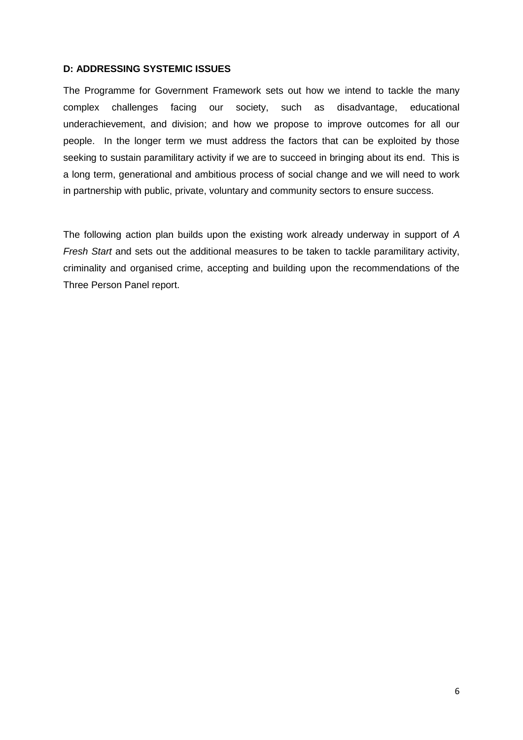## D: ADDRESSING SYSTEMIC ISSUES

The Programme for Government Framework sets out how we intend to tackle the many complex challenges facing our society, such as disadvantage, educational underachievement, and division; and how we propose to improve outcomes for all our people. In the longer term we must address the factors that can be exploited by those seeking to sustain paramilitary activity if we are to succeed in bringing about its end. This is a long term, generational and ambitious process of social change and we will need to work in partnership with public, private, voluntary and community sectors to ensure success.

The following action plan builds upon the existing work already underway in support of *A Fresh Start* and sets out the additional measures to be taken to tackle paramilitary activity, criminality and organised crime, accepting and building upon the recommendations of the Three Person Panel report.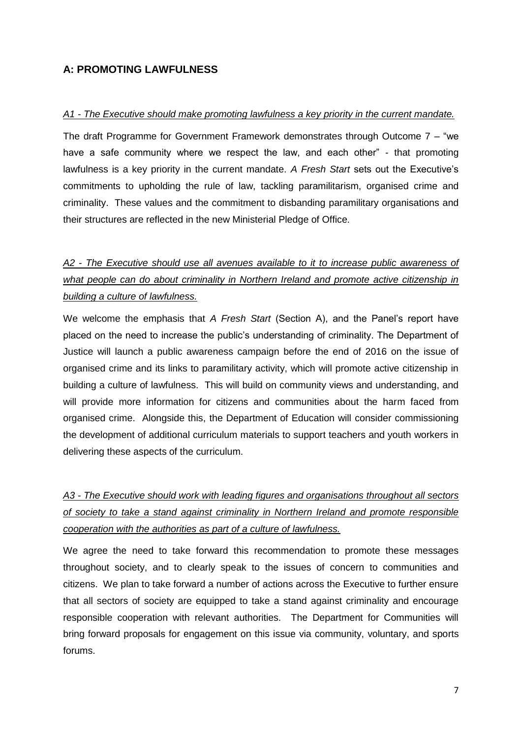## A: PROMOTING LAWFULNESS

*A1 - The Executive should make promoting lawfulness a key priority in the current mandate.*

The draft Programme for Government Framework demonstrates through Outcome 7 – "we have a safe community where we respect the law, and each other" - that promoting lawfulness is a key priority in the current mandate. *A Fresh Start* sets out the Executive's commitments to upholding the rule of law, tackling paramilitarism, organised crime and criminality. These values and the commitment to disbanding paramilitary organisations and their structures are reflected in the new Ministerial Pledge of Office.

*A2 - The Executive should use all avenues available to it to increase public awareness of what people can do about criminality in Northern Ireland and promote active citizenship in building a culture of lawfulness.*

We welcome the emphasis that *A Fresh Start* (Section A), and the Panel's report have placed on the need to increase the public's understanding of criminality. The Department of Justice will launch a public awareness campaign before the end of 2016 on the issue of organised crime and its links to paramilitary activity, which will promote active citizenship in building a culture of lawfulness. This will build on community views and understanding, and will provide more information for citizens and communities about the harm faced from organised crime. Alongside this, the Department of Education will consider commissioning the development of additional curriculum materials to support teachers and youth workers in delivering these aspects of the curriculum.

*A3 - The Executive should work with leading figures and organisations throughout all sectors of society to take a stand against criminality in Northern Ireland and promote responsible cooperation with the authorities as part of a culture of lawfulness.*

We agree the need to take forward this recommendation to promote these messages throughout society, and to clearly speak to the issues of concern to communities and citizens. We plan to take forward a number of actions across the Executive to further ensure that all sectors of society are equipped to take a stand against criminality and encourage responsible cooperation with relevant authorities. The Department for Communities will bring forward proposals for engagement on this issue via community, voluntary, and sports forums.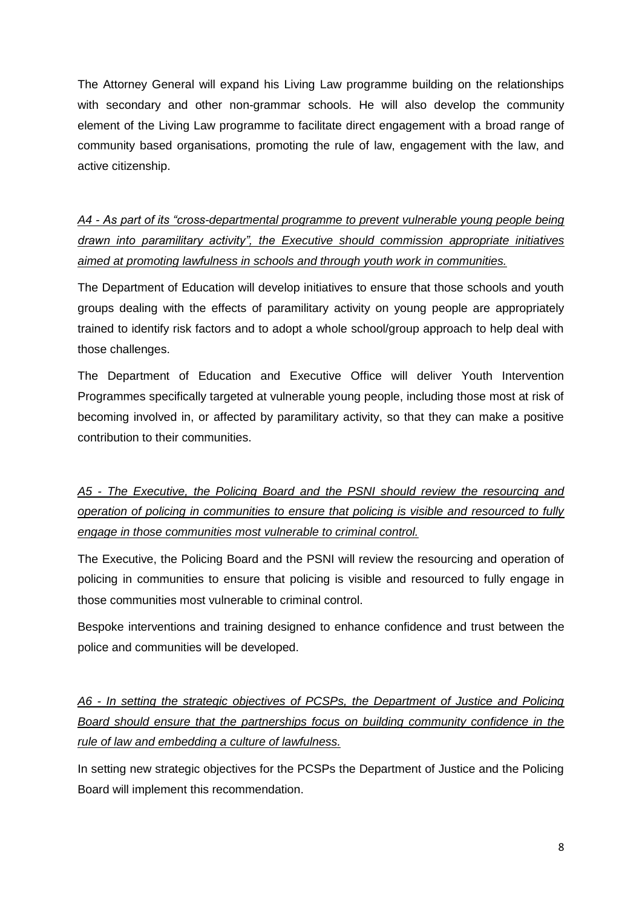The Attorney General will expand his Living Law programme building on the relationships with secondary and other non-grammar schools. He will also develop the community element of the Living Law programme to facilitate direct engagement with a broad range of community based organisations, promoting the rule of law, engagement with the law, and active citizenship.

*A4 - As part of its "cross-departmental programme to prevent vulnerable young people being drawn into paramilitary activity", the Executive should commission appropriate initiatives aimed at promoting lawfulness in schools and through youth work in communities.*

The Department of Education will develop initiatives to ensure that those schools and youth groups dealing with the effects of paramilitary activity on young people are appropriately trained to identify risk factors and to adopt a whole school/group approach to help deal with those challenges.

The Department of Education and Executive Office will deliver Youth Intervention Programmes specifically targeted at vulnerable young people, including those most at risk of becoming involved in, or affected by paramilitary activity, so that they can make a positive contribution to their communities.

*A5 - The Executive, the Policing Board and the PSNI should review the resourcing and operation of policing in communities to ensure that policing is visible and resourced to fully engage in those communities most vulnerable to criminal control.*

The Executive, the Policing Board and the PSNI will review the resourcing and operation of policing in communities to ensure that policing is visible and resourced to fully engage in those communities most vulnerable to criminal control.

Bespoke interventions and training designed to enhance confidence and trust between the police and communities will be developed.

*A6 - In setting the strategic objectives of PCSPs, the Department of Justice and Policing Board should ensure that the partnerships focus on building community confidence in the rule of law and embedding a culture of lawfulness.*

In setting new strategic objectives for the PCSPs the Department of Justice and the Policing Board will implement this recommendation.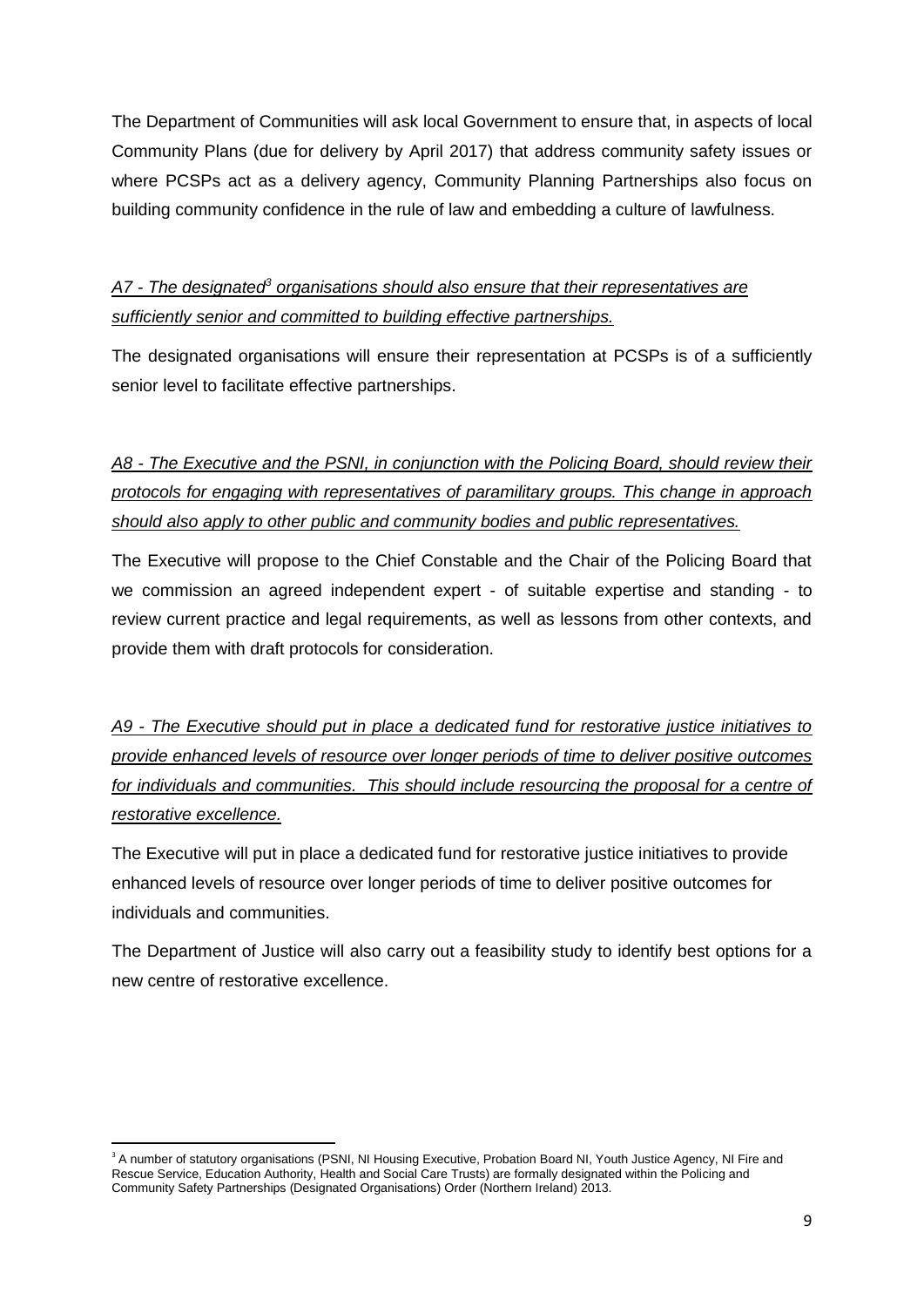The Department of Communities will ask local Government to ensure that, in aspects of local Community Plans (due for delivery by April 2017) that address community safety issues or where PCSPs act as a delivery agency, Community Planning Partnerships also focus on building community confidence in the rule of law and embedding a culture of lawfulness.

*A7 - The designated[3] organisations should also ensure that their representatives are sufficiently senior and committed to building effective partnerships.*

The designated organisations will ensure their representation at PCSPs is of a sufficiently senior level to facilitate effective partnerships.

*A8 - The Executive and the PSNI, in conjunction with the Policing Board, should review their protocols for engaging with representatives of paramilitary groups. This change in approach should also apply to other public and community bodies and public representatives.*

The Executive will propose to the Chief Constable and the Chair of the Policing Board that we commission an agreed independent expert - of suitable expertise and standing - to review current practice and legal requirements, as well as lessons from other contexts, and provide them with draft protocols for consideration.

*A9 - The Executive should put in place a dedicated fund for restorative justice initiatives to provide enhanced levels of resource over longer periods of time to deliver positive outcomes for individuals and communities. This should include resourcing the proposal for a centre of restorative excellence.*

The Executive will put in place a dedicated fund for restorative justice initiatives to provide enhanced levels of resource over longer periods of time to deliver positive outcomes for individuals and communities.

The Department of Justice will also carry out a feasibility study to identify best options for a new centre of restorative excellence.

---

[3] A number of statutory organisations (PSNI, NI Housing Executive, Probation Board NI, Youth Justice Agency, NI Fire and Rescue Service, Education Authority, Health and Social Care Trusts) are formally designated within the Policing and Community Safety Partnerships (Designated Organisations) Order (Northern Ireland) 2013.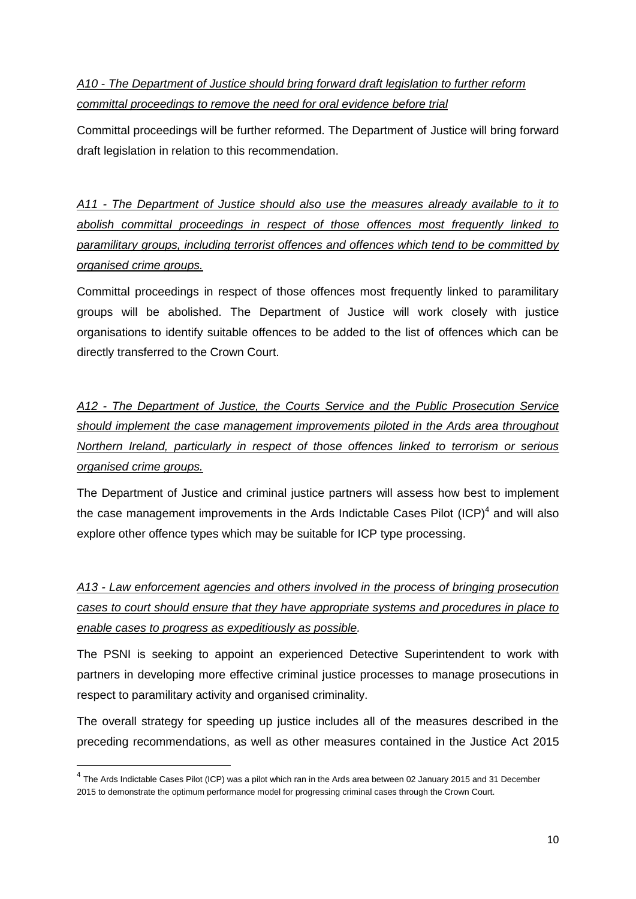*A10 - The Department of Justice should bring forward draft legislation to further reform committal proceedings to remove the need for oral evidence before trial*

Committal proceedings will be further reformed. The Department of Justice will bring forward draft legislation in relation to this recommendation.

*A11 - The Department of Justice should also use the measures already available to it to abolish committal proceedings in respect of those offences most frequently linked to paramilitary groups, including terrorist offences and offences which tend to be committed by organised crime groups.*

Committal proceedings in respect of those offences most frequently linked to paramilitary groups will be abolished. The Department of Justice will work closely with justice organisations to identify suitable offences to be added to the list of offences which can be directly transferred to the Crown Court.

*A12 - The Department of Justice, the Courts Service and the Public Prosecution Service should implement the case management improvements piloted in the Ards area throughout Northern Ireland, particularly in respect of those offences linked to terrorism or serious organised crime groups.*

The Department of Justice and criminal justice partners will assess how best to implement the case management improvements in the Ards Indictable Cases Pilot (ICP)[4] and will also explore other offence types which may be suitable for ICP type processing.

*A13 - Law enforcement agencies and others involved in the process of bringing prosecution cases to court should ensure that they have appropriate systems and procedures in place to enable cases to progress as expeditiously as possible.*

The PSNI is seeking to appoint an experienced Detective Superintendent to work with partners in developing more effective criminal justice processes to manage prosecutions in respect to paramilitary activity and organised criminality.

The overall strategy for speeding up justice includes all of the measures described in the preceding recommendations, as well as other measures contained in the Justice Act 2015

[4] The Ards Indictable Cases Pilot (ICP) was a pilot which ran in the Ards area between 02 January 2015 and 31 December 2015 to demonstrate the optimum performance model for progressing criminal cases through the Crown Court.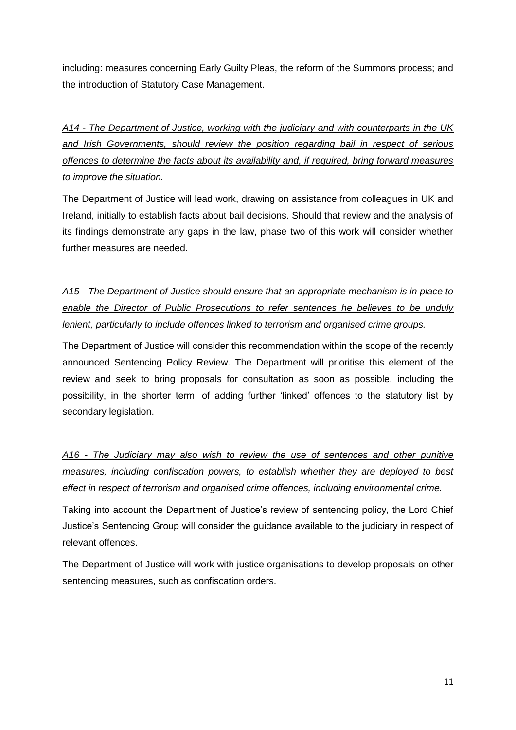including: measures concerning Early Guilty Pleas, the reform of the Summons process; and the introduction of Statutory Case Management.

*A14 - The Department of Justice, working with the judiciary and with counterparts in the UK and Irish Governments, should review the position regarding bail in respect of serious offences to determine the facts about its availability and, if required, bring forward measures to improve the situation.*

The Department of Justice will lead work, drawing on assistance from colleagues in UK and Ireland, initially to establish facts about bail decisions. Should that review and the analysis of its findings demonstrate any gaps in the law, phase two of this work will consider whether further measures are needed.

*A15 - The Department of Justice should ensure that an appropriate mechanism is in place to enable the Director of Public Prosecutions to refer sentences he believes to be unduly lenient, particularly to include offences linked to terrorism and organised crime groups.*

The Department of Justice will consider this recommendation within the scope of the recently announced Sentencing Policy Review. The Department will prioritise this element of the review and seek to bring proposals for consultation as soon as possible, including the possibility, in the shorter term, of adding further 'linked' offences to the statutory list by secondary legislation.

*A16 - The Judiciary may also wish to review the use of sentences and other punitive measures, including confiscation powers, to establish whether they are deployed to best effect in respect of terrorism and organised crime offences, including environmental crime.*

Taking into account the Department of Justice's review of sentencing policy, the Lord Chief Justice's Sentencing Group will consider the guidance available to the judiciary in respect of relevant offences.

The Department of Justice will work with justice organisations to develop proposals on other sentencing measures, such as confiscation orders.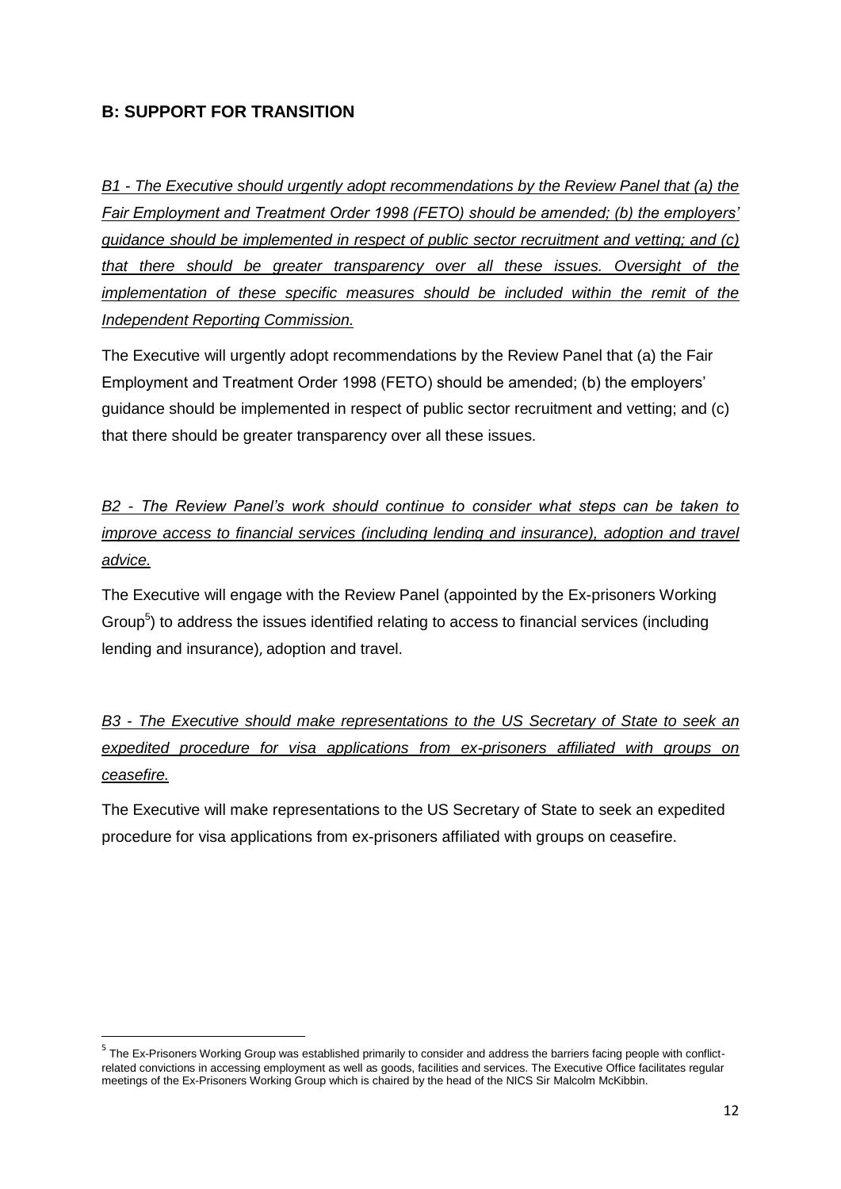## B: SUPPORT FOR TRANSITION

*B1 - The Executive should urgently adopt recommendations by the Review Panel that (a) the Fair Employment and Treatment Order 1998 (FETO) should be amended; (b) the employers' guidance should be implemented in respect of public sector recruitment and vetting; and (c) that there should be greater transparency over all these issues. Oversight of the implementation of these specific measures should be included within the remit of the Independent Reporting Commission.*

The Executive will urgently adopt recommendations by the Review Panel that (a) the Fair Employment and Treatment Order 1998 (FETO) should be amended; (b) the employers' guidance should be implemented in respect of public sector recruitment and vetting; and (c) that there should be greater transparency over all these issues.

*B2 - The Review Panel's work should continue to consider what steps can be taken to improve access to financial services (including lending and insurance), adoption and travel advice.*

The Executive will engage with the Review Panel (appointed by the Ex-prisoners Working Group[5]) to address the issues identified relating to access to financial services (including lending and insurance), adoption and travel.

*B3 - The Executive should make representations to the US Secretary of State to seek an expedited procedure for visa applications from ex-prisoners affiliated with groups on ceasefire.*

The Executive will make representations to the US Secretary of State to seek an expedited procedure for visa applications from ex-prisoners affiliated with groups on ceasefire.

---

[5] The Ex-Prisoners Working Group was established primarily to consider and address the barriers facing people with conflict-related convictions in accessing employment as well as goods, facilities and services. The Executive Office facilitates regular meetings of the Ex-Prisoners Working Group which is chaired by the head of the NICS Sir Malcolm McKibbin.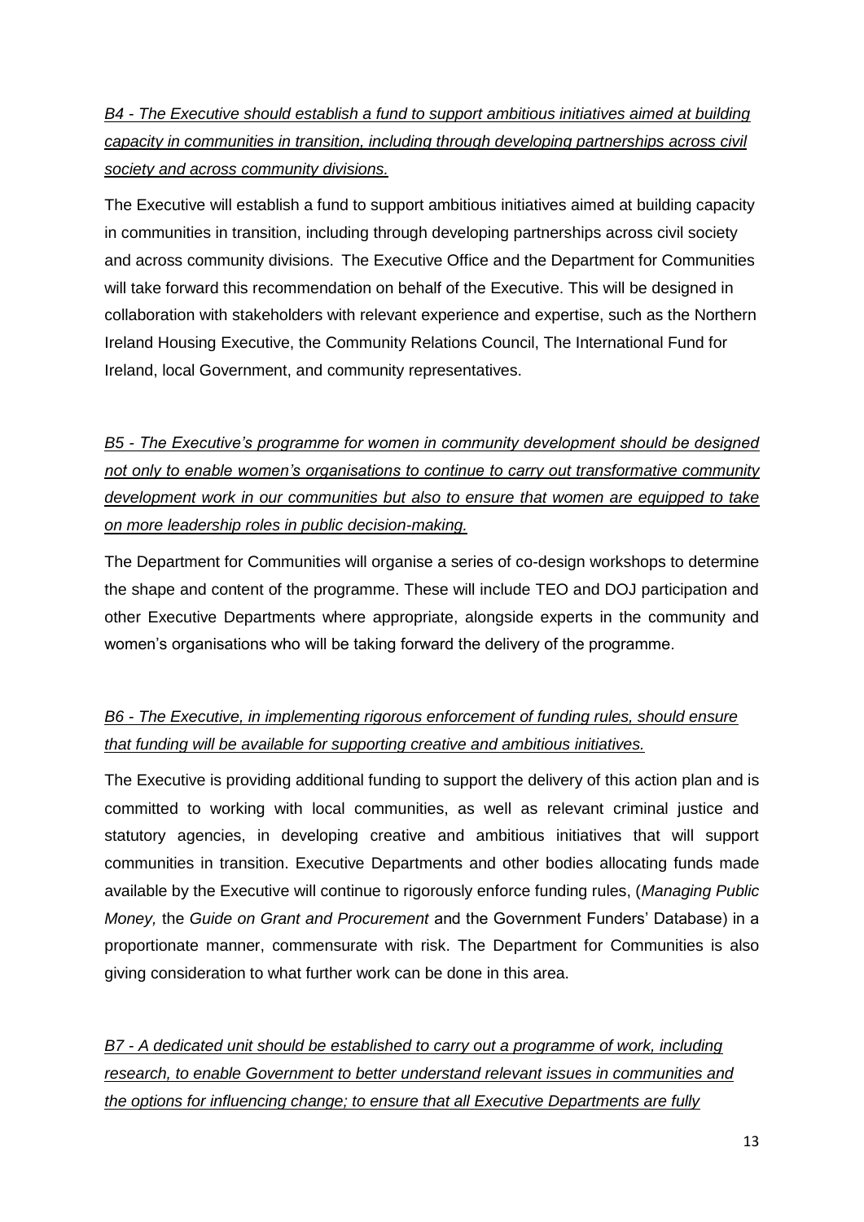*B4 - The Executive should establish a fund to support ambitious initiatives aimed at building capacity in communities in transition, including through developing partnerships across civil society and across community divisions.*

The Executive will establish a fund to support ambitious initiatives aimed at building capacity in communities in transition, including through developing partnerships across civil society and across community divisions. The Executive Office and the Department for Communities will take forward this recommendation on behalf of the Executive. This will be designed in collaboration with stakeholders with relevant experience and expertise, such as the Northern Ireland Housing Executive, the Community Relations Council, The International Fund for Ireland, local Government, and community representatives.

*B5 - The Executive's programme for women in community development should be designed not only to enable women's organisations to continue to carry out transformative community development work in our communities but also to ensure that women are equipped to take on more leadership roles in public decision-making.*

The Department for Communities will organise a series of co-design workshops to determine the shape and content of the programme. These will include TEO and DOJ participation and other Executive Departments where appropriate, alongside experts in the community and women's organisations who will be taking forward the delivery of the programme.

*B6 - The Executive, in implementing rigorous enforcement of funding rules, should ensure that funding will be available for supporting creative and ambitious initiatives.*

The Executive is providing additional funding to support the delivery of this action plan and is committed to working with local communities, as well as relevant criminal justice and statutory agencies, in developing creative and ambitious initiatives that will support communities in transition. Executive Departments and other bodies allocating funds made available by the Executive will continue to rigorously enforce funding rules, (*Managing Public Money,* the *Guide on Grant and Procurement* and the Government Funders' Database) in a proportionate manner, commensurate with risk. The Department for Communities is also giving consideration to what further work can be done in this area.

*B7 - A dedicated unit should be established to carry out a programme of work, including research, to enable Government to better understand relevant issues in communities and the options for influencing change; to ensure that all Executive Departments are fully*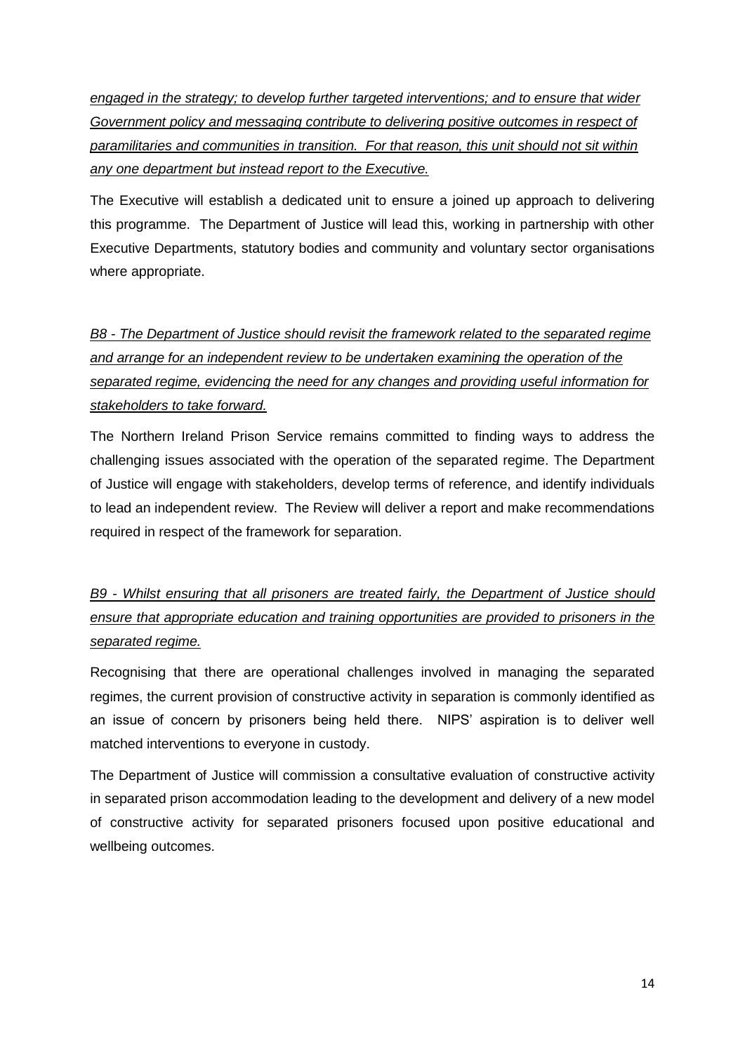*engaged in the strategy; to develop further targeted interventions; and to ensure that wider Government policy and messaging contribute to delivering positive outcomes in respect of paramilitaries and communities in transition. For that reason, this unit should not sit within any one department but instead report to the Executive.*

The Executive will establish a dedicated unit to ensure a joined up approach to delivering this programme. The Department of Justice will lead this, working in partnership with other Executive Departments, statutory bodies and community and voluntary sector organisations where appropriate.

*B8 - The Department of Justice should revisit the framework related to the separated regime and arrange for an independent review to be undertaken examining the operation of the separated regime, evidencing the need for any changes and providing useful information for stakeholders to take forward.*

The Northern Ireland Prison Service remains committed to finding ways to address the challenging issues associated with the operation of the separated regime. The Department of Justice will engage with stakeholders, develop terms of reference, and identify individuals to lead an independent review. The Review will deliver a report and make recommendations required in respect of the framework for separation.

*B9 - Whilst ensuring that all prisoners are treated fairly, the Department of Justice should ensure that appropriate education and training opportunities are provided to prisoners in the separated regime.*

Recognising that there are operational challenges involved in managing the separated regimes, the current provision of constructive activity in separation is commonly identified as an issue of concern by prisoners being held there. NIPS' aspiration is to deliver well matched interventions to everyone in custody.

The Department of Justice will commission a consultative evaluation of constructive activity in separated prison accommodation leading to the development and delivery of a new model of constructive activity for separated prisoners focused upon positive educational and wellbeing outcomes.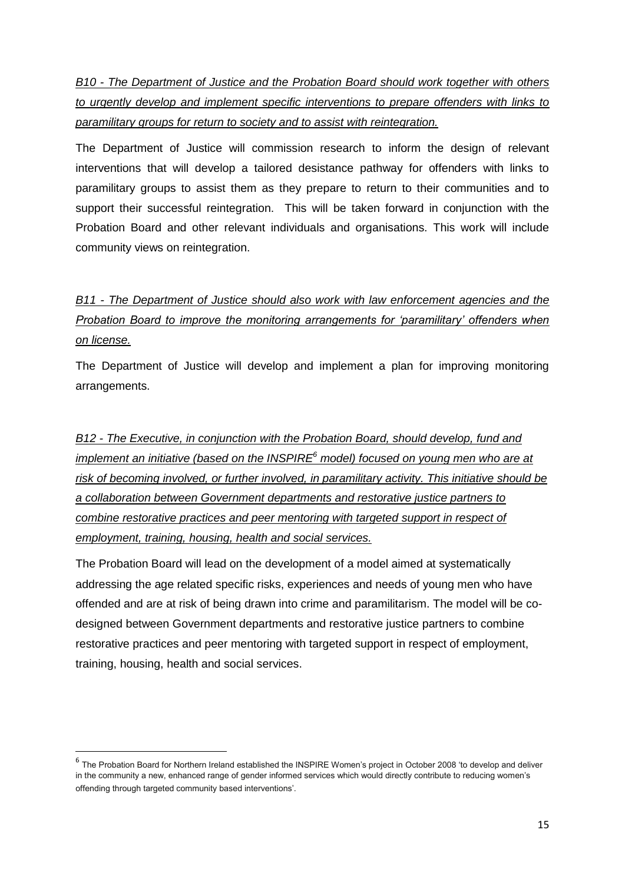*B10 - The Department of Justice and the Probation Board should work together with others to urgently develop and implement specific interventions to prepare offenders with links to paramilitary groups for return to society and to assist with reintegration.*

The Department of Justice will commission research to inform the design of relevant interventions that will develop a tailored desistance pathway for offenders with links to paramilitary groups to assist them as they prepare to return to their communities and to support their successful reintegration. This will be taken forward in conjunction with the Probation Board and other relevant individuals and organisations. This work will include community views on reintegration.

*B11 - The Department of Justice should also work with law enforcement agencies and the Probation Board to improve the monitoring arrangements for 'paramilitary' offenders when on license.*

The Department of Justice will develop and implement a plan for improving monitoring arrangements.

*B12 - The Executive, in conjunction with the Probation Board, should develop, fund and implement an initiative (based on the INSPIRE[6] model) focused on young men who are at risk of becoming involved, or further involved, in paramilitary activity. This initiative should be a collaboration between Government departments and restorative justice partners to combine restorative practices and peer mentoring with targeted support in respect of employment, training, housing, health and social services.*

The Probation Board will lead on the development of a model aimed at systematically addressing the age related specific risks, experiences and needs of young men who have offended and are at risk of being drawn into crime and paramilitarism. The model will be co-designed between Government departments and restorative justice partners to combine restorative practices and peer mentoring with targeted support in respect of employment, training, housing, health and social services.

[6] The Probation Board for Northern Ireland established the INSPIRE Women's project in October 2008 'to develop and deliver in the community a new, enhanced range of gender informed services which would directly contribute to reducing women's offending through targeted community based interventions'.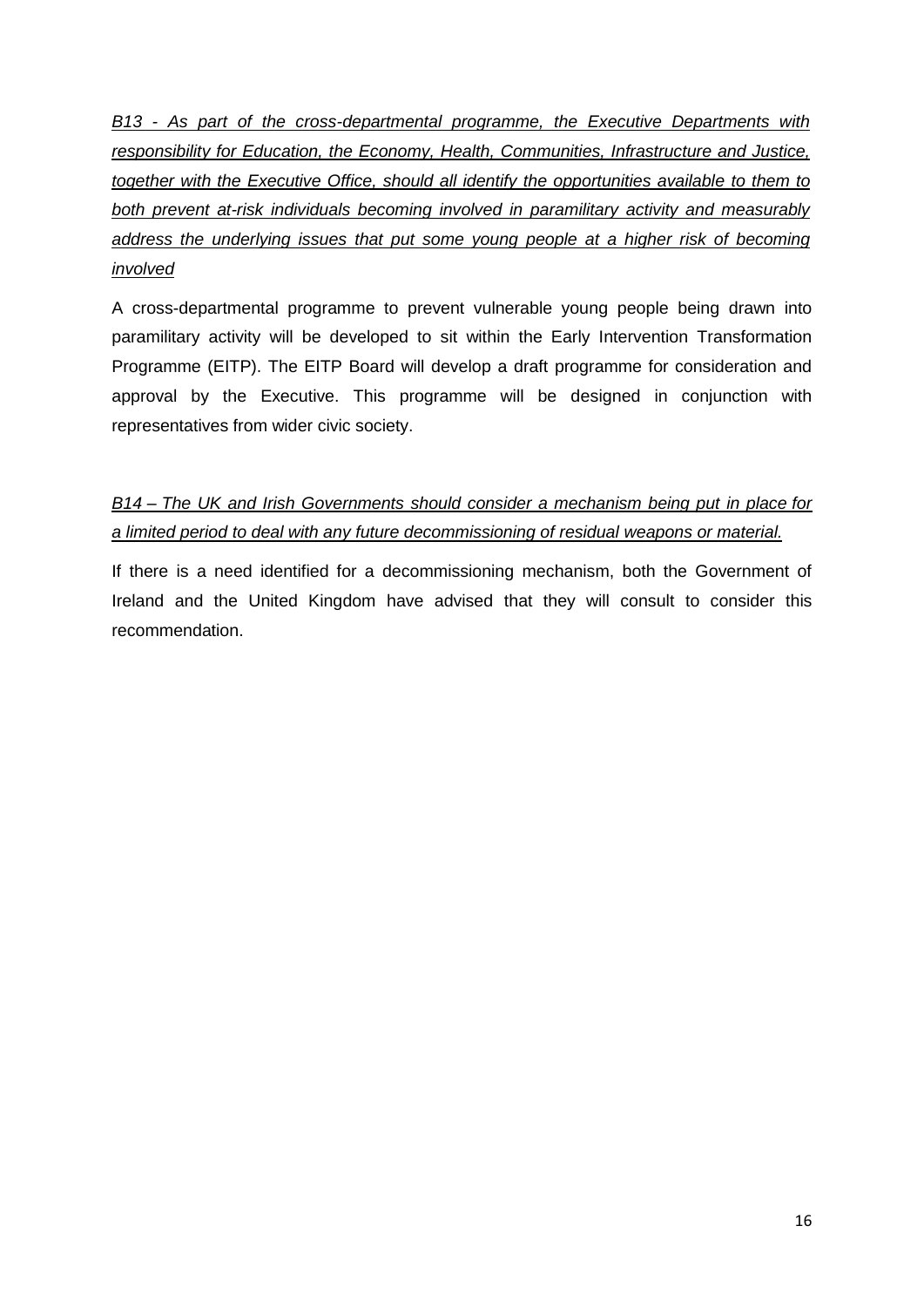*B13 - As part of the cross-departmental programme, the Executive Departments with responsibility for Education, the Economy, Health, Communities, Infrastructure and Justice, together with the Executive Office, should all identify the opportunities available to them to both prevent at-risk individuals becoming involved in paramilitary activity and measurably address the underlying issues that put some young people at a higher risk of becoming involved*

A cross-departmental programme to prevent vulnerable young people being drawn into paramilitary activity will be developed to sit within the Early Intervention Transformation Programme (EITP). The EITP Board will develop a draft programme for consideration and approval by the Executive. This programme will be designed in conjunction with representatives from wider civic society.

*B14 – The UK and Irish Governments should consider a mechanism being put in place for a limited period to deal with any future decommissioning of residual weapons or material.*

If there is a need identified for a decommissioning mechanism, both the Government of Ireland and the United Kingdom have advised that they will consult to consider this recommendation.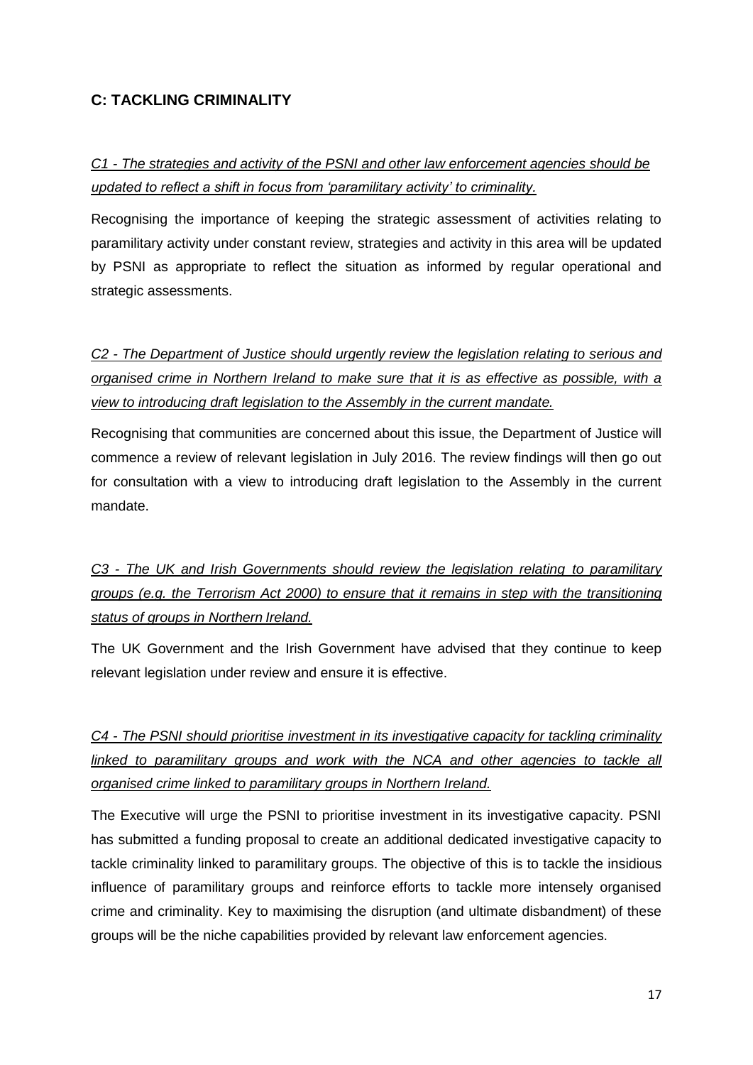## C: TACKLING CRIMINALITY

*C1 - The strategies and activity of the PSNI and other law enforcement agencies should be updated to reflect a shift in focus from 'paramilitary activity' to criminality.*

Recognising the importance of keeping the strategic assessment of activities relating to paramilitary activity under constant review, strategies and activity in this area will be updated by PSNI as appropriate to reflect the situation as informed by regular operational and strategic assessments.

*C2 - The Department of Justice should urgently review the legislation relating to serious and organised crime in Northern Ireland to make sure that it is as effective as possible, with a view to introducing draft legislation to the Assembly in the current mandate.*

Recognising that communities are concerned about this issue, the Department of Justice will commence a review of relevant legislation in July 2016. The review findings will then go out for consultation with a view to introducing draft legislation to the Assembly in the current mandate.

*C3 - The UK and Irish Governments should review the legislation relating to paramilitary groups (e.g. the Terrorism Act 2000) to ensure that it remains in step with the transitioning status of groups in Northern Ireland.*

The UK Government and the Irish Government have advised that they continue to keep relevant legislation under review and ensure it is effective.

*C4 - The PSNI should prioritise investment in its investigative capacity for tackling criminality linked to paramilitary groups and work with the NCA and other agencies to tackle all organised crime linked to paramilitary groups in Northern Ireland.*

The Executive will urge the PSNI to prioritise investment in its investigative capacity. PSNI has submitted a funding proposal to create an additional dedicated investigative capacity to tackle criminality linked to paramilitary groups. The objective of this is to tackle the insidious influence of paramilitary groups and reinforce efforts to tackle more intensely organised crime and criminality. Key to maximising the disruption (and ultimate disbandment) of these groups will be the niche capabilities provided by relevant law enforcement agencies.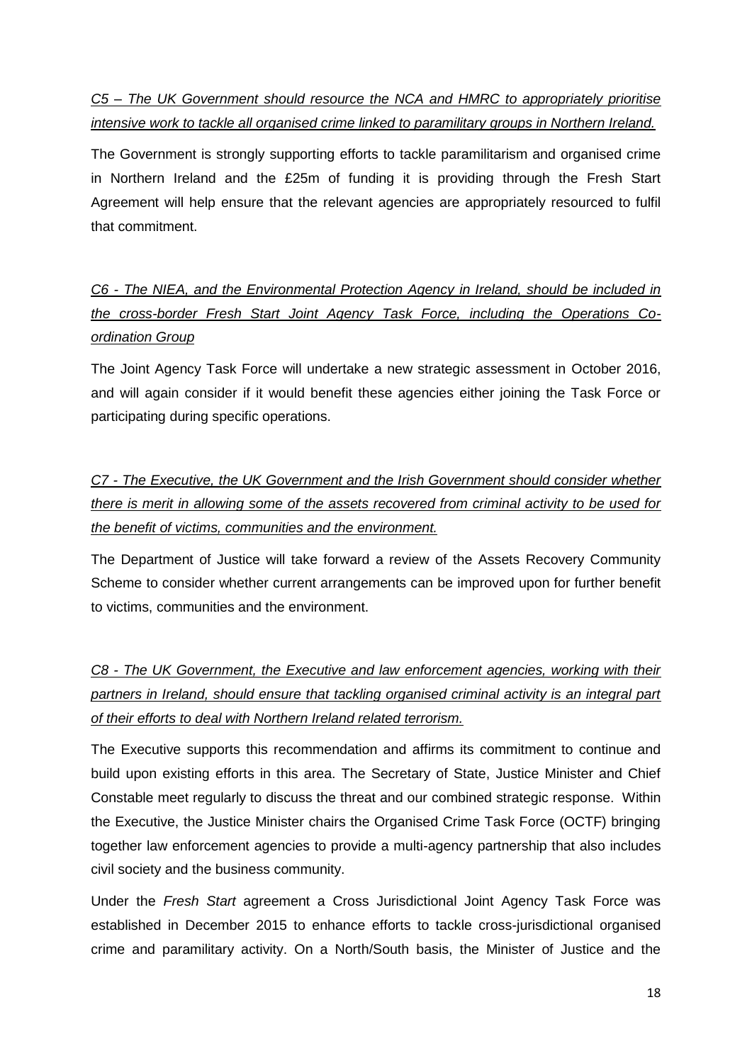*C5 – The UK Government should resource the NCA and HMRC to appropriately prioritise intensive work to tackle all organised crime linked to paramilitary groups in Northern Ireland.*

The Government is strongly supporting efforts to tackle paramilitarism and organised crime in Northern Ireland and the £25m of funding it is providing through the Fresh Start Agreement will help ensure that the relevant agencies are appropriately resourced to fulfil that commitment.

*C6 - The NIEA, and the Environmental Protection Agency in Ireland, should be included in the cross-border Fresh Start Joint Agency Task Force, including the Operations Co-ordination Group*

The Joint Agency Task Force will undertake a new strategic assessment in October 2016, and will again consider if it would benefit these agencies either joining the Task Force or participating during specific operations.

*C7 - The Executive, the UK Government and the Irish Government should consider whether there is merit in allowing some of the assets recovered from criminal activity to be used for the benefit of victims, communities and the environment.*

The Department of Justice will take forward a review of the Assets Recovery Community Scheme to consider whether current arrangements can be improved upon for further benefit to victims, communities and the environment.

*C8 - The UK Government, the Executive and law enforcement agencies, working with their partners in Ireland, should ensure that tackling organised criminal activity is an integral part of their efforts to deal with Northern Ireland related terrorism.*

The Executive supports this recommendation and affirms its commitment to continue and build upon existing efforts in this area. The Secretary of State, Justice Minister and Chief Constable meet regularly to discuss the threat and our combined strategic response. Within the Executive, the Justice Minister chairs the Organised Crime Task Force (OCTF) bringing together law enforcement agencies to provide a multi-agency partnership that also includes civil society and the business community.

Under the *Fresh Start* agreement a Cross Jurisdictional Joint Agency Task Force was established in December 2015 to enhance efforts to tackle cross-jurisdictional organised crime and paramilitary activity. On a North/South basis, the Minister of Justice and the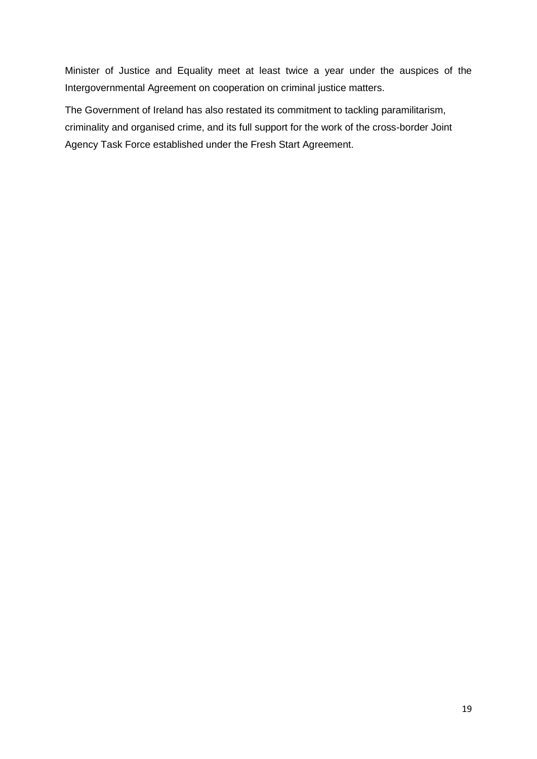Minister of Justice and Equality meet at least twice a year under the auspices of the Intergovernmental Agreement on cooperation on criminal justice matters.

The Government of Ireland has also restated its commitment to tackling paramilitarism, criminality and organised crime, and its full support for the work of the cross-border Joint Agency Task Force established under the Fresh Start Agreement.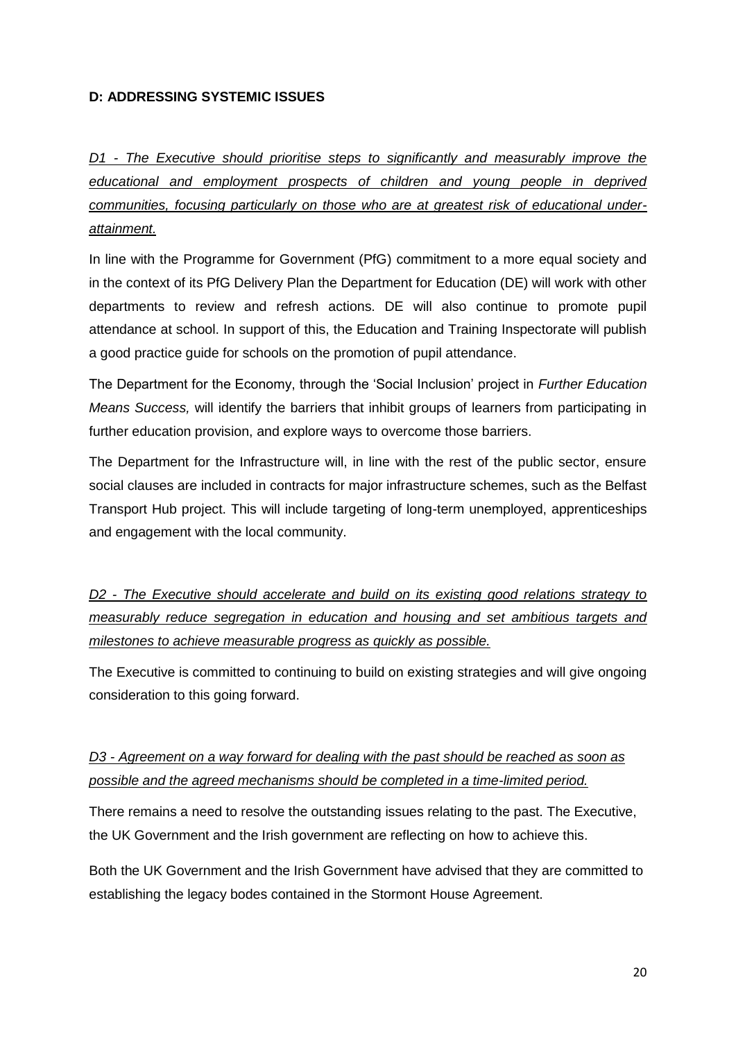**D: ADDRESSING SYSTEMIC ISSUES**

*D1 - The Executive should prioritise steps to significantly and measurably improve the educational and employment prospects of children and young people in deprived communities, focusing particularly on those who are at greatest risk of educational under-attainment.*

In line with the Programme for Government (PfG) commitment to a more equal society and in the context of its PfG Delivery Plan the Department for Education (DE) will work with other departments to review and refresh actions. DE will also continue to promote pupil attendance at school. In support of this, the Education and Training Inspectorate will publish a good practice guide for schools on the promotion of pupil attendance.

The Department for the Economy, through the 'Social Inclusion' project in *Further Education Means Success,* will identify the barriers that inhibit groups of learners from participating in further education provision, and explore ways to overcome those barriers.

The Department for the Infrastructure will, in line with the rest of the public sector, ensure social clauses are included in contracts for major infrastructure schemes, such as the Belfast Transport Hub project. This will include targeting of long-term unemployed, apprenticeships and engagement with the local community.

*D2 - The Executive should accelerate and build on its existing good relations strategy to measurably reduce segregation in education and housing and set ambitious targets and milestones to achieve measurable progress as quickly as possible.*

The Executive is committed to continuing to build on existing strategies and will give ongoing consideration to this going forward.

*D3 - Agreement on a way forward for dealing with the past should be reached as soon as possible and the agreed mechanisms should be completed in a time-limited period.*

There remains a need to resolve the outstanding issues relating to the past. The Executive, the UK Government and the Irish government are reflecting on how to achieve this.

Both the UK Government and the Irish Government have advised that they are committed to establishing the legacy bodes contained in the Stormont House Agreement.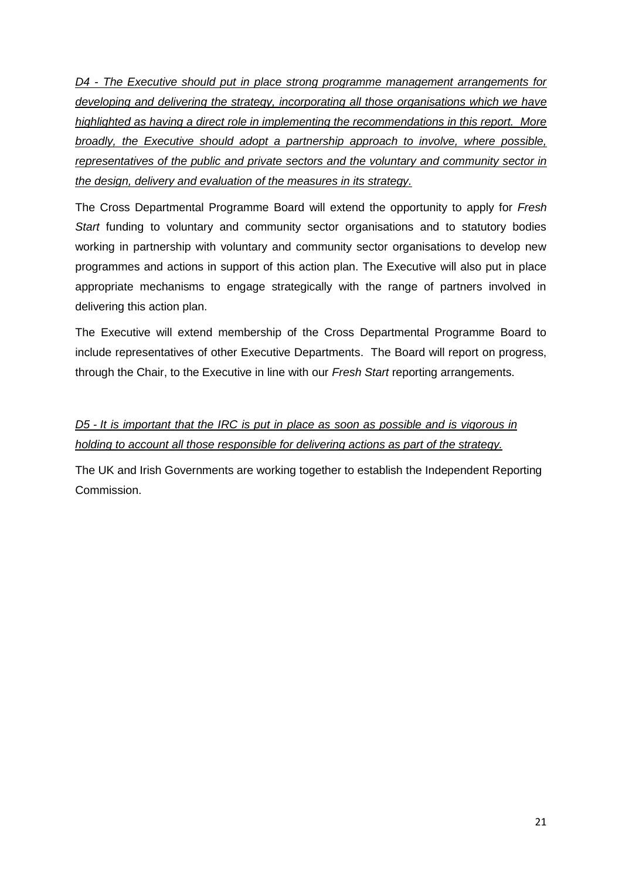*D4 - The Executive should put in place strong programme management arrangements for developing and delivering the strategy, incorporating all those organisations which we have highlighted as having a direct role in implementing the recommendations in this report. More broadly, the Executive should adopt a partnership approach to involve, where possible, representatives of the public and private sectors and the voluntary and community sector in the design, delivery and evaluation of the measures in its strategy.*

The Cross Departmental Programme Board will extend the opportunity to apply for *Fresh Start* funding to voluntary and community sector organisations and to statutory bodies working in partnership with voluntary and community sector organisations to develop new programmes and actions in support of this action plan. The Executive will also put in place appropriate mechanisms to engage strategically with the range of partners involved in delivering this action plan.

The Executive will extend membership of the Cross Departmental Programme Board to include representatives of other Executive Departments. The Board will report on progress, through the Chair, to the Executive in line with our *Fresh Start* reporting arrangements.

*D5 - It is important that the IRC is put in place as soon as possible and is vigorous in holding to account all those responsible for delivering actions as part of the strategy.*

The UK and Irish Governments are working together to establish the Independent Reporting Commission.